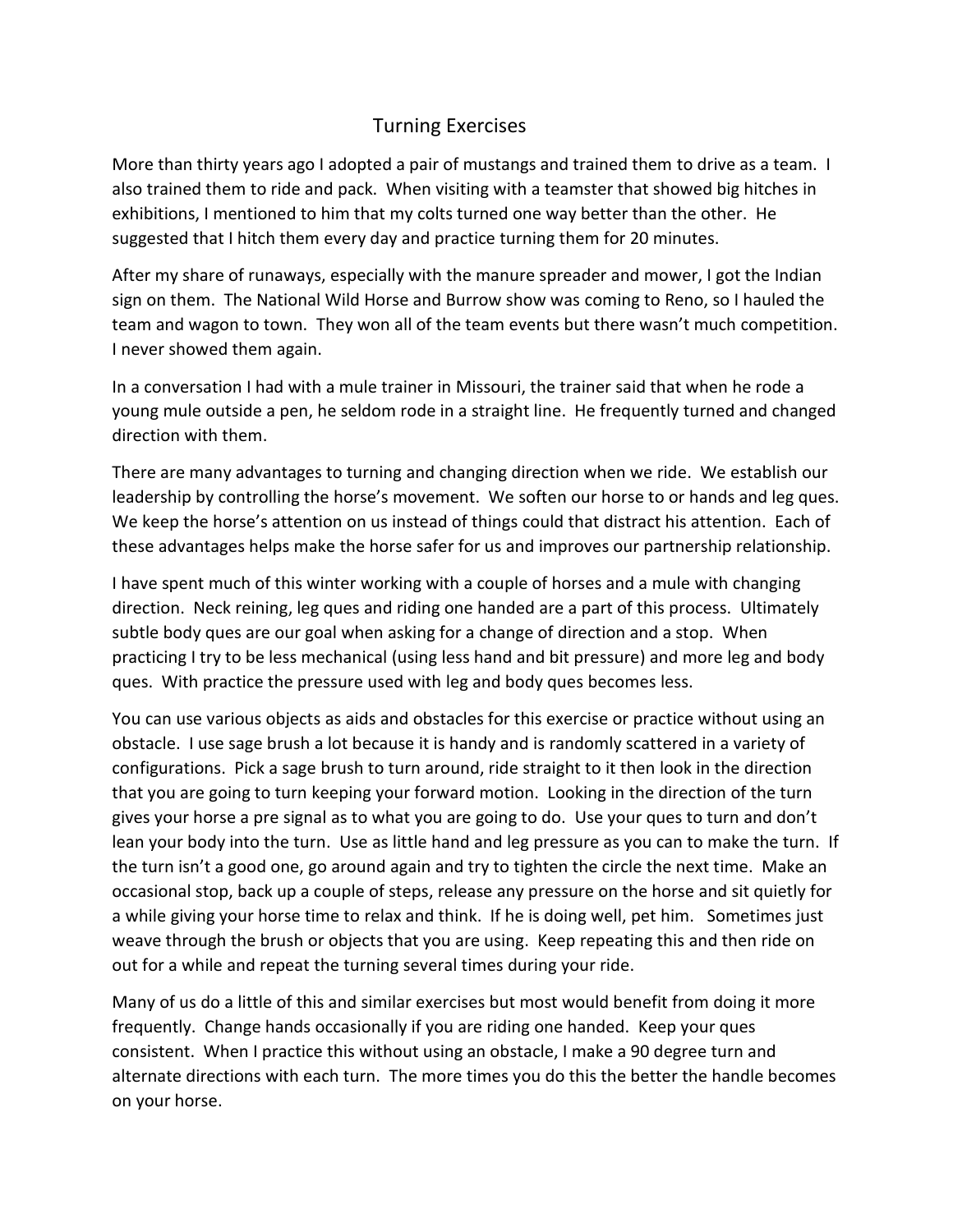# Turning Exercises

More than thirty years ago I adopted a pair of mustangs and trained them to drive as a team. I also trained them to ride and pack. When visiting with a teamster that showed big hitches in exhibitions, I mentioned to him that my colts turned one way better than the other. He suggested that I hitch them every day and practice turning them for 20 minutes.

After my share of runaways, especially with the manure spreader and mower, I got the Indian sign on them. The National Wild Horse and Burrow show was coming to Reno, so I hauled the team and wagon to town. They won all of the team events but there wasn't much competition. I never showed them again.

In a conversation I had with a mule trainer in Missouri, the trainer said that when he rode a young mule outside a pen, he seldom rode in a straight line. He frequently turned and changed direction with them.

There are many advantages to turning and changing direction when we ride. We establish our leadership by controlling the horse's movement. We soften our horse to or hands and leg ques. We keep the horse's attention on us instead of things could that distract his attention. Each of these advantages helps make the horse safer for us and improves our partnership relationship.

I have spent much of this winter working with a couple of horses and a mule with changing direction. Neck reining, leg ques and riding one handed are a part of this process. Ultimately subtle body ques are our goal when asking for a change of direction and a stop. When practicing I try to be less mechanical (using less hand and bit pressure) and more leg and body ques. With practice the pressure used with leg and body ques becomes less.

You can use various objects as aids and obstacles for this exercise or practice without using an obstacle. I use sage brush a lot because it is handy and is randomly scattered in a variety of configurations. Pick a sage brush to turn around, ride straight to it then look in the direction that you are going to turn keeping your forward motion. Looking in the direction of the turn gives your horse a pre signal as to what you are going to do. Use your ques to turn and don't lean your body into the turn. Use as little hand and leg pressure as you can to make the turn. If the turn isn't a good one, go around again and try to tighten the circle the next time. Make an occasional stop, back up a couple of steps, release any pressure on the horse and sit quietly for a while giving your horse time to relax and think. If he is doing well, pet him. Sometimes just weave through the brush or objects that you are using. Keep repeating this and then ride on out for a while and repeat the turning several times during your ride.

Many of us do a little of this and similar exercises but most would benefit from doing it more frequently. Change hands occasionally if you are riding one handed. Keep your ques consistent. When I practice this without using an obstacle, I make a 90 degree turn and alternate directions with each turn. The more times you do this the better the handle becomes on your horse.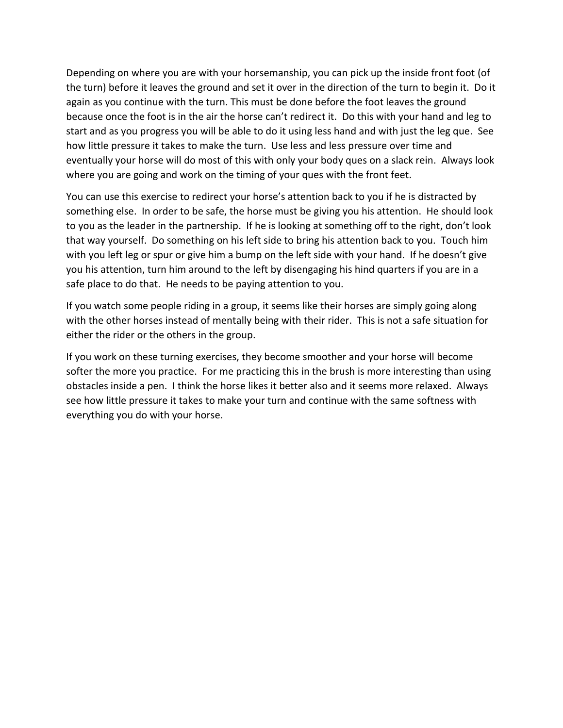Depending on where you are with your horsemanship, you can pick up the inside front foot (of the turn) before it leaves the ground and set it over in the direction of the turn to begin it. Do it again as you continue with the turn. This must be done before the foot leaves the ground because once the foot is in the air the horse can't redirect it. Do this with your hand and leg to start and as you progress you will be able to do it using less hand and with just the leg que. See how little pressure it takes to make the turn. Use less and less pressure over time and eventually your horse will do most of this with only your body ques on a slack rein. Always look where you are going and work on the timing of your ques with the front feet.

You can use this exercise to redirect your horse's attention back to you if he is distracted by something else. In order to be safe, the horse must be giving you his attention. He should look to you as the leader in the partnership. If he is looking at something off to the right, don't look that way yourself. Do something on his left side to bring his attention back to you. Touch him with you left leg or spur or give him a bump on the left side with your hand. If he doesn't give you his attention, turn him around to the left by disengaging his hind quarters if you are in a safe place to do that. He needs to be paying attention to you.

If you watch some people riding in a group, it seems like their horses are simply going along with the other horses instead of mentally being with their rider. This is not a safe situation for either the rider or the others in the group.

If you work on these turning exercises, they become smoother and your horse will become softer the more you practice. For me practicing this in the brush is more interesting than using obstacles inside a pen. I think the horse likes it better also and it seems more relaxed. Always see how little pressure it takes to make your turn and continue with the same softness with everything you do with your horse.